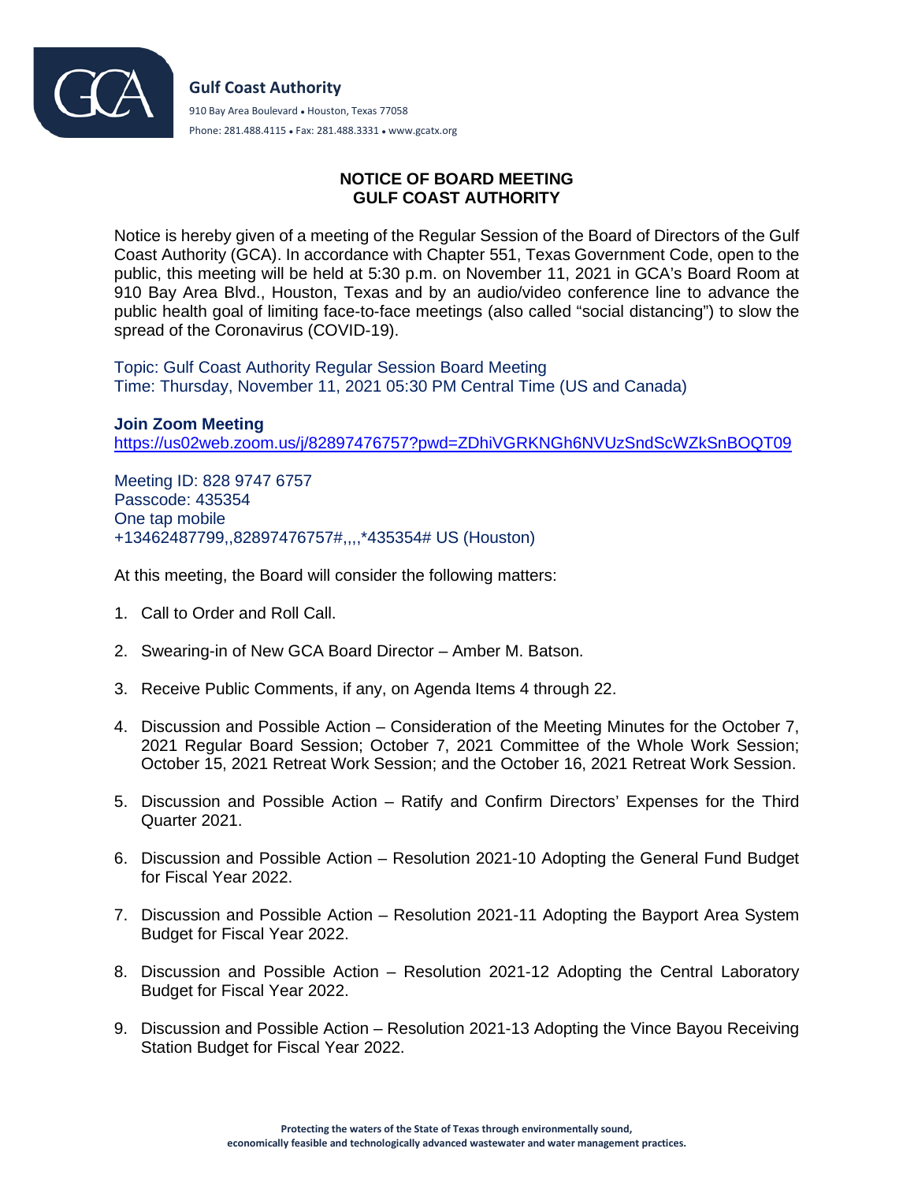**Gulf Coast Authority**

910 Bay Area Boulevard • Houston, Texas 77058

Phone: 281.488.4115 • Fax: 281.488.3331 • www.gcatx.org

# NOTICE OF BOARD MEETING
# GULF COAST AUTHORITY

Notice is hereby given of a meeting of the Regular Session of the Board of Directors of the Gulf Coast Authority (GCA). In accordance with Chapter 551, Texas Government Code, open to the public, this meeting will be held at 5:30 p.m. on November 11, 2021 in GCA's Board Room at 910 Bay Area Blvd., Houston, Texas and by an audio/video conference line to advance the public health goal of limiting face-to-face meetings (also called "social distancing") to slow the spread of the Coronavirus (COVID-19).

Topic: Gulf Coast Authority Regular Session Board Meeting
Time: Thursday, November 11, 2021 05:30 PM Central Time (US and Canada)

**Join Zoom Meeting**
https://us02web.zoom.us/j/82897476757?pwd=ZDhiVGRKNGh6NVUzSndScWZkSnBOQT09

Meeting ID: 828 9747 6757
Passcode: 435354
One tap mobile
+13462487799,,82897476757#,,,,*435354# US (Houston)

At this meeting, the Board will consider the following matters:

1. Call to Order and Roll Call.
2. Swearing-in of New GCA Board Director – Amber M. Batson.
3. Receive Public Comments, if any, on Agenda Items 4 through 22.
4. Discussion and Possible Action – Consideration of the Meeting Minutes for the October 7, 2021 Regular Board Session; October 7, 2021 Committee of the Whole Work Session; October 15, 2021 Retreat Work Session; and the October 16, 2021 Retreat Work Session.
5. Discussion and Possible Action – Ratify and Confirm Directors' Expenses for the Third Quarter 2021.
6. Discussion and Possible Action – Resolution 2021-10 Adopting the General Fund Budget for Fiscal Year 2022.
7. Discussion and Possible Action – Resolution 2021-11 Adopting the Bayport Area System Budget for Fiscal Year 2022.
8. Discussion and Possible Action – Resolution 2021-12 Adopting the Central Laboratory Budget for Fiscal Year 2022.
9. Discussion and Possible Action – Resolution 2021-13 Adopting the Vince Bayou Receiving Station Budget for Fiscal Year 2022.

Protecting the waters of the State of Texas through environmentally sound, economically feasible and technologically advanced wastewater and water management practices.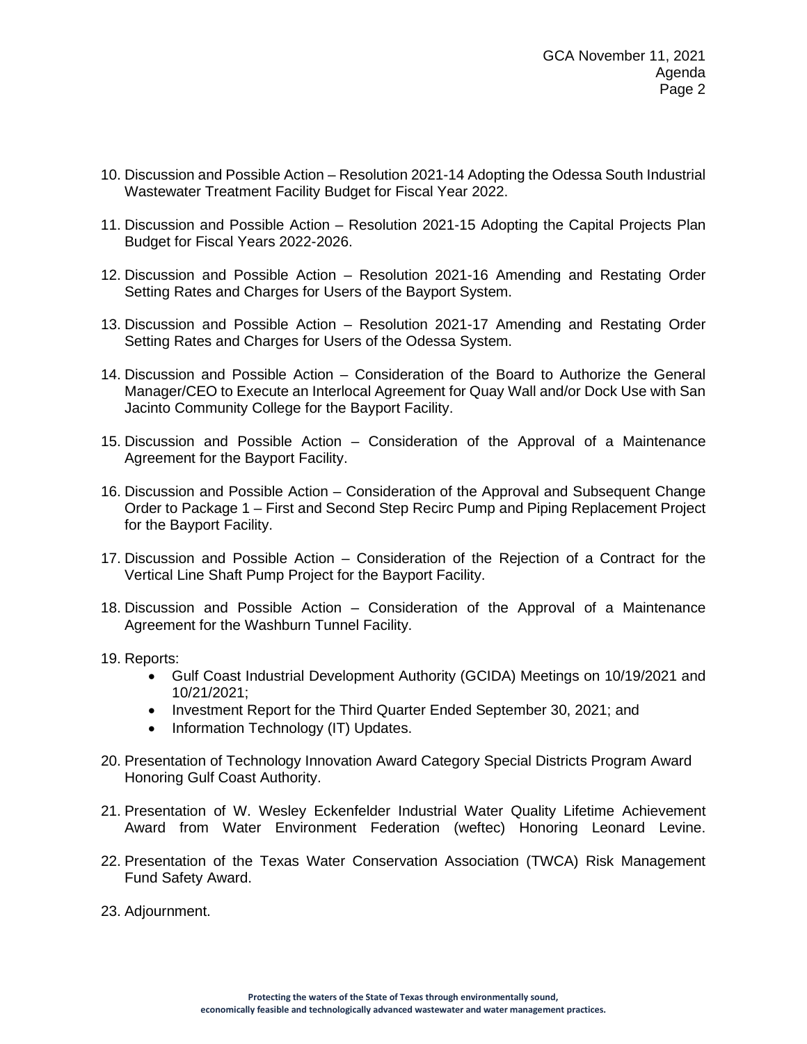10. Discussion and Possible Action – Resolution 2021-14 Adopting the Odessa South Industrial Wastewater Treatment Facility Budget for Fiscal Year 2022.

11. Discussion and Possible Action – Resolution 2021-15 Adopting the Capital Projects Plan Budget for Fiscal Years 2022-2026.

12. Discussion and Possible Action – Resolution 2021-16 Amending and Restating Order Setting Rates and Charges for Users of the Bayport System.

13. Discussion and Possible Action – Resolution 2021-17 Amending and Restating Order Setting Rates and Charges for Users of the Odessa System.

14. Discussion and Possible Action – Consideration of the Board to Authorize the General Manager/CEO to Execute an Interlocal Agreement for Quay Wall and/or Dock Use with San Jacinto Community College for the Bayport Facility.

15. Discussion and Possible Action – Consideration of the Approval of a Maintenance Agreement for the Bayport Facility.

16. Discussion and Possible Action – Consideration of the Approval and Subsequent Change Order to Package 1 – First and Second Step Recirc Pump and Piping Replacement Project for the Bayport Facility.

17. Discussion and Possible Action – Consideration of the Rejection of a Contract for the Vertical Line Shaft Pump Project for the Bayport Facility.

18. Discussion and Possible Action – Consideration of the Approval of a Maintenance Agreement for the Washburn Tunnel Facility.

19. Reports:
    - Gulf Coast Industrial Development Authority (GCIDA) Meetings on 10/19/2021 and 10/21/2021;
    - Investment Report for the Third Quarter Ended September 30, 2021; and
    - Information Technology (IT) Updates.

20. Presentation of Technology Innovation Award Category Special Districts Program Award Honoring Gulf Coast Authority.

21. Presentation of W. Wesley Eckenfelder Industrial Water Quality Lifetime Achievement Award from Water Environment Federation (weftec) Honoring Leonard Levine.

22. Presentation of the Texas Water Conservation Association (TWCA) Risk Management Fund Safety Award.

23. Adjournment.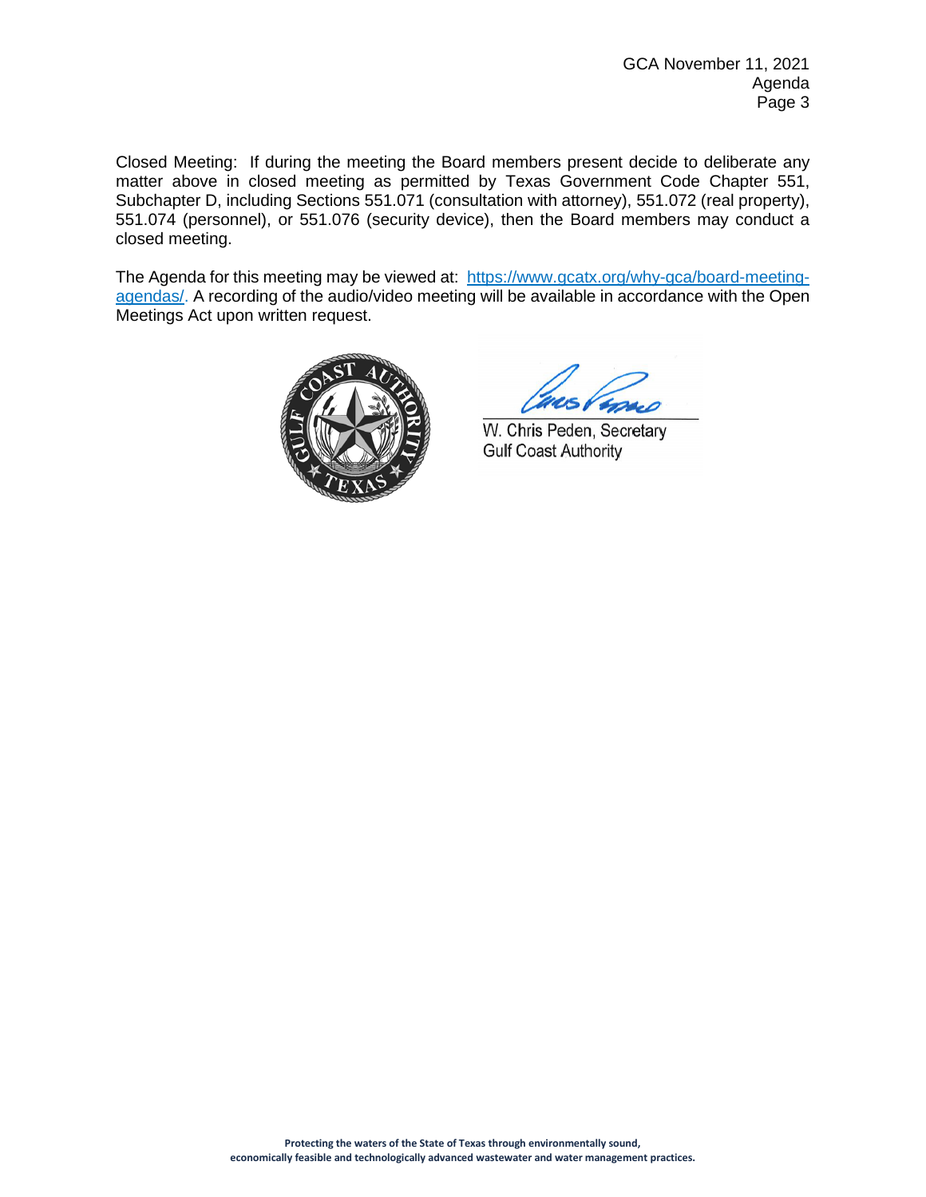Closed Meeting: If during the meeting the Board members present decide to deliberate any matter above in closed meeting as permitted by Texas Government Code Chapter 551, Subchapter D, including Sections 551.071 (consultation with attorney), 551.072 (real property), 551.074 (personnel), or 551.076 (security device), then the Board members may conduct a closed meeting.

The Agenda for this meeting may be viewed at: [https://www.gcatx.org/why-gca/board-meeting-agendas/](https://www.gcatx.org/why-gca/board-meeting-agendas/). A recording of the audio/video meeting will be available in accordance with the Open Meetings Act upon written request.

W. Chris Peden, Secretary
Gulf Coast Authority

**Protecting the waters of the State of Texas through environmentally sound, economically feasible and technologically advanced wastewater and water management practices.**